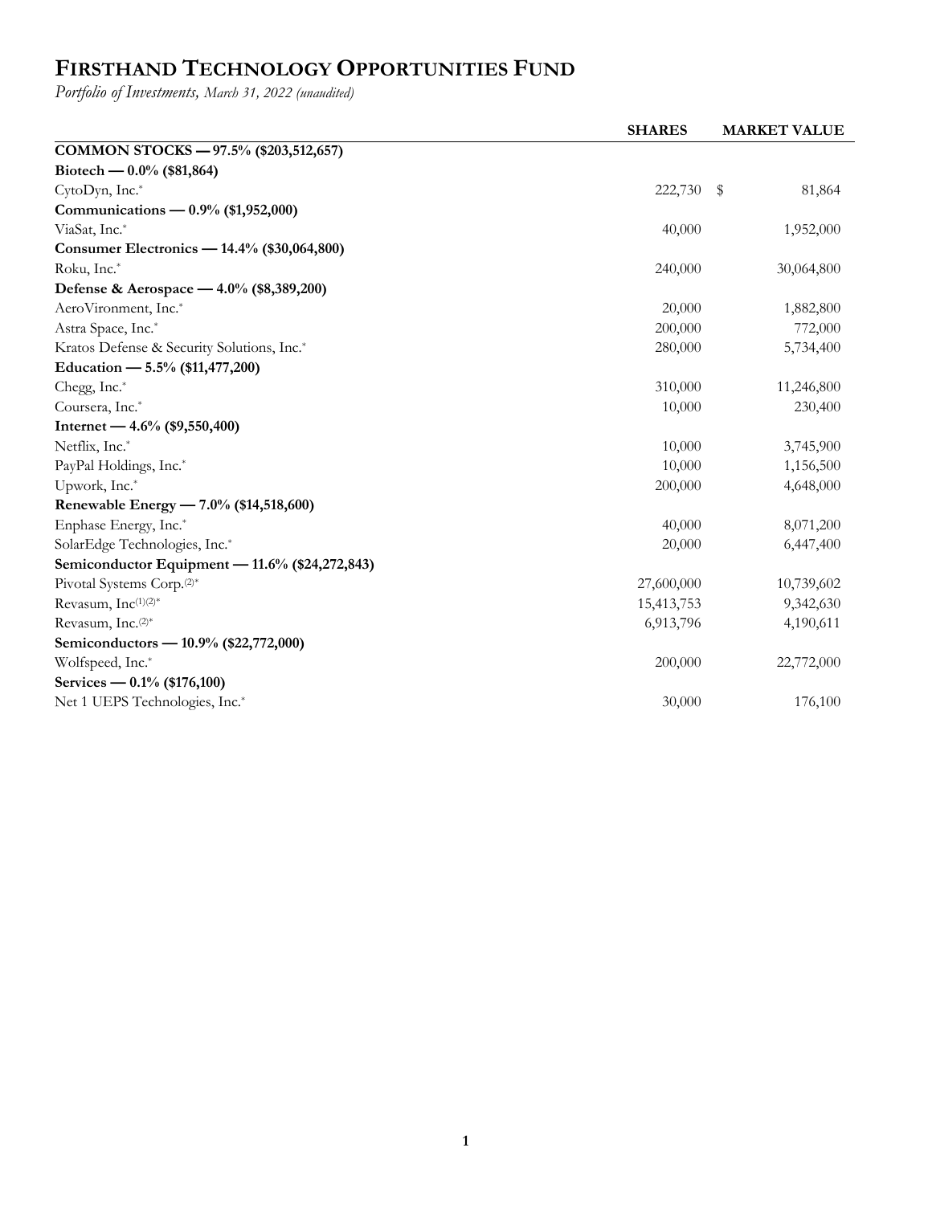# FIRSTHAND TECHNOLOGY OPPORTUNITIES FUND

*Portfolio of Investments, March 31, 2022 (unaudited)*

| | SHARES | MARKET VALUE |
|---|---|---|
| **COMMON STOCKS — 97.5% ($203,512,657)** | | |
| **Biotech — 0.0% ($81,864)** | | |
| CytoDyn, Inc.* | 222,730 | $ 81,864 |
| **Communications — 0.9% ($1,952,000)** | | |
| ViaSat, Inc.* | 40,000 | 1,952,000 |
| **Consumer Electronics — 14.4% ($30,064,800)** | | |
| Roku, Inc.* | 240,000 | 30,064,800 |
| **Defense & Aerospace — 4.0% ($8,389,200)** | | |
| AeroVironment, Inc.* | 20,000 | 1,882,800 |
| Astra Space, Inc.* | 200,000 | 772,000 |
| Kratos Defense & Security Solutions, Inc.* | 280,000 | 5,734,400 |
| **Education — 5.5% ($11,477,200)** | | |
| Chegg, Inc.* | 310,000 | 11,246,800 |
| Coursera, Inc.* | 10,000 | 230,400 |
| **Internet — 4.6% ($9,550,400)** | | |
| Netflix, Inc.* | 10,000 | 3,745,900 |
| PayPal Holdings, Inc.* | 10,000 | 1,156,500 |
| Upwork, Inc.* | 200,000 | 4,648,000 |
| **Renewable Energy — 7.0% ($14,518,600)** | | |
| Enphase Energy, Inc.* | 40,000 | 8,071,200 |
| SolarEdge Technologies, Inc.* | 20,000 | 6,447,400 |
| **Semiconductor Equipment — 11.6% ($24,272,843)** | | |
| Pivotal Systems Corp.(2)* | 27,600,000 | 10,739,602 |
| Revasum, Inc(1)(2)* | 15,413,753 | 9,342,630 |
| Revasum, Inc.(2)* | 6,913,796 | 4,190,611 |
| **Semiconductors — 10.9% ($22,772,000)** | | |
| Wolfspeed, Inc.* | 200,000 | 22,772,000 |
| **Services — 0.1% ($176,100)** | | |
| Net 1 UEPS Technologies, Inc.* | 30,000 | 176,100 |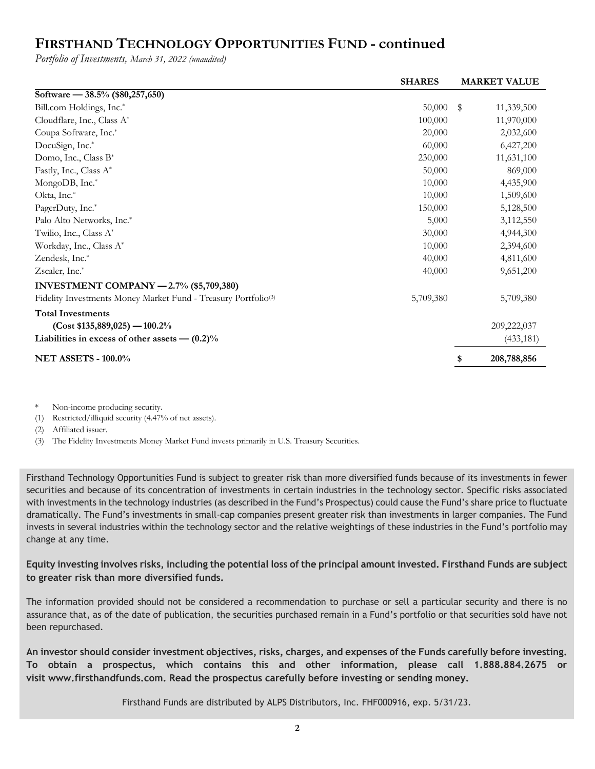## FIRSTHAND TECHNOLOGY OPPORTUNITIES FUND - continued

*Portfolio of Investments, March 31, 2022 (unaudited)*

| | SHARES | MARKET VALUE |
|---|---|---|
| **Software — 38.5% ($80,257,650)** | | |
| Bill.com Holdings, Inc.* | 50,000 | $ 11,339,500 |
| Cloudflare, Inc., Class A* | 100,000 | 11,970,000 |
| Coupa Software, Inc.* | 20,000 | 2,032,600 |
| DocuSign, Inc.* | 60,000 | 6,427,200 |
| Domo, Inc., Class B* | 230,000 | 11,631,100 |
| Fastly, Inc., Class A* | 50,000 | 869,000 |
| MongoDB, Inc.* | 10,000 | 4,435,900 |
| Okta, Inc.* | 10,000 | 1,509,600 |
| PagerDuty, Inc.* | 150,000 | 5,128,500 |
| Palo Alto Networks, Inc.* | 5,000 | 3,112,550 |
| Twilio, Inc., Class A* | 30,000 | 4,944,300 |
| Workday, Inc., Class A* | 10,000 | 2,394,600 |
| Zendesk, Inc.* | 40,000 | 4,811,600 |
| Zscaler, Inc.* | 40,000 | 9,651,200 |
| **INVESTMENT COMPANY — 2.7% ($5,709,380)** | | |
| Fidelity Investments Money Market Fund - Treasury Portfolio(3) | 5,709,380 | 5,709,380 |
| **Total Investments** | | |
| **(Cost $135,889,025) — 100.2%** | | 209,222,037 |
| **Liabilities in excess of other assets — (0.2)%** | | (433,181) |
| **NET ASSETS - 100.0%** | | **$ 208,788,856** |

\* Non-income producing security.
(1) Restricted/illiquid security (4.47% of net assets).
(2) Affiliated issuer.
(3) The Fidelity Investments Money Market Fund invests primarily in U.S. Treasury Securities.

Firsthand Technology Opportunities Fund is subject to greater risk than more diversified funds because of its investments in fewer securities and because of its concentration of investments in certain industries in the technology sector. Specific risks associated with investments in the technology industries (as described in the Fund's Prospectus) could cause the Fund's share price to fluctuate dramatically. The Fund's investments in small-cap companies present greater risk than investments in larger companies. The Fund invests in several industries within the technology sector and the relative weightings of these industries in the Fund's portfolio may change at any time.

**Equity investing involves risks, including the potential loss of the principal amount invested. Firsthand Funds are subject to greater risk than more diversified funds.**

The information provided should not be considered a recommendation to purchase or sell a particular security and there is no assurance that, as of the date of publication, the securities purchased remain in a Fund's portfolio or that securities sold have not been repurchased.

**An investor should consider investment objectives, risks, charges, and expenses of the Funds carefully before investing. To obtain a prospectus, which contains this and other information, please call 1.888.884.2675 or visit www.firsthandfunds.com. Read the prospectus carefully before investing or sending money.**

Firsthand Funds are distributed by ALPS Distributors, Inc. FHF000916, exp. 5/31/23.